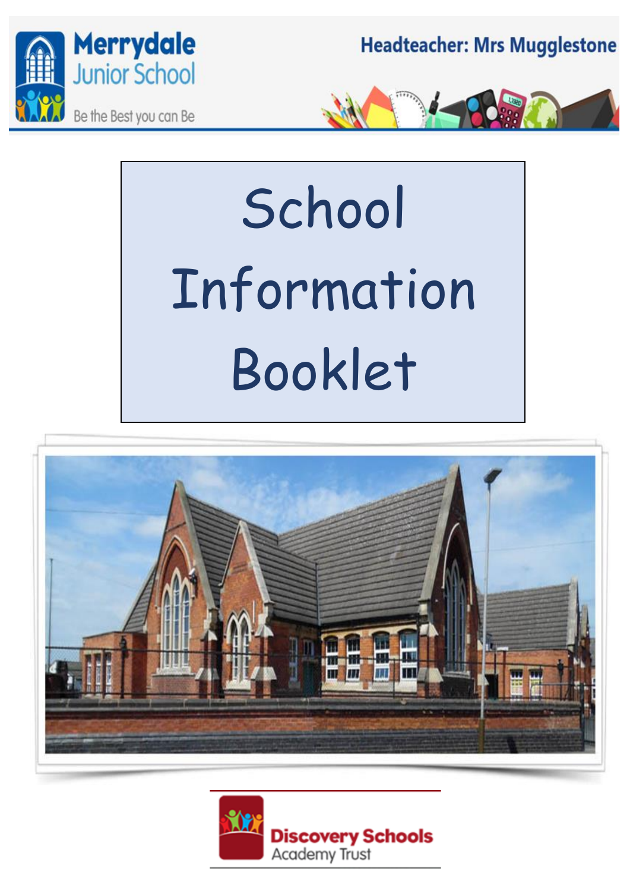Merrydale Junior School

Be the Best you can Be

Headteacher: Mrs Mugglestone

# School Information Booklet

Discovery Schools Academy Trust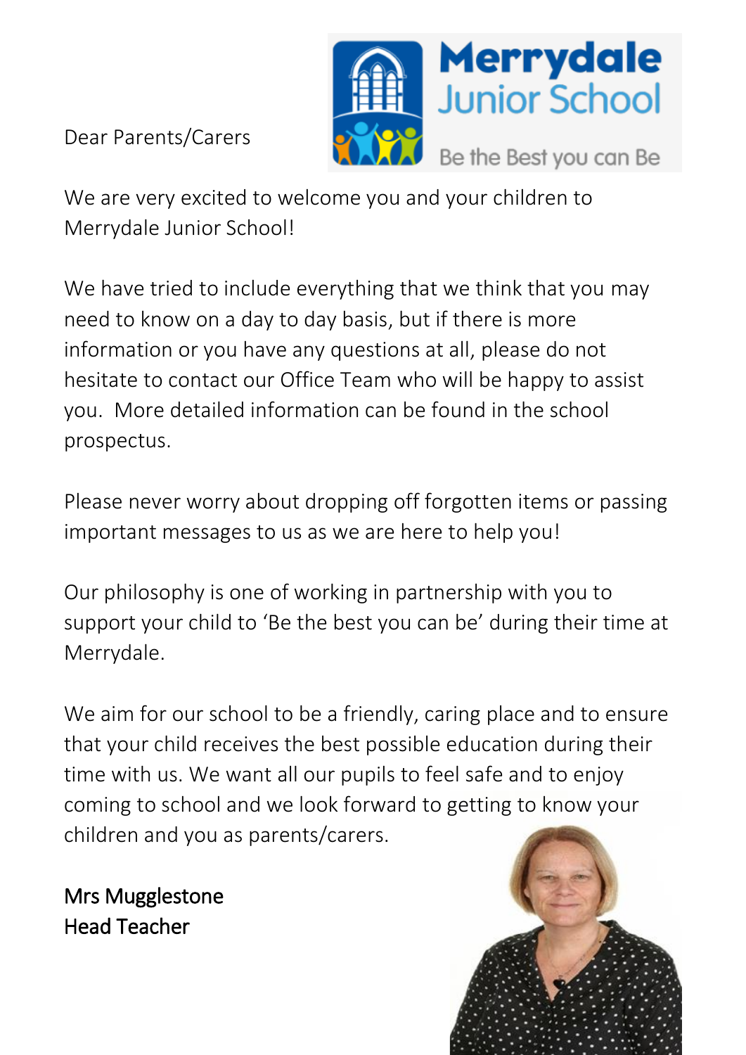Dear Parents/Carers

We are very excited to welcome you and your children to Merrydale Junior School!

We have tried to include everything that we think that you may need to know on a day to day basis, but if there is more information or you have any questions at all, please do not hesitate to contact our Office Team who will be happy to assist you.  More detailed information can be found in the school prospectus.

Please never worry about dropping off forgotten items or passing important messages to us as we are here to help you!

Our philosophy is one of working in partnership with you to support your child to 'Be the best you can be' during their time at Merrydale.

We aim for our school to be a friendly, caring place and to ensure that your child receives the best possible education during their time with us. We want all our pupils to feel safe and to enjoy coming to school and we look forward to getting to know your children and you as parents/carers.

Mrs Mugglestone
Head Teacher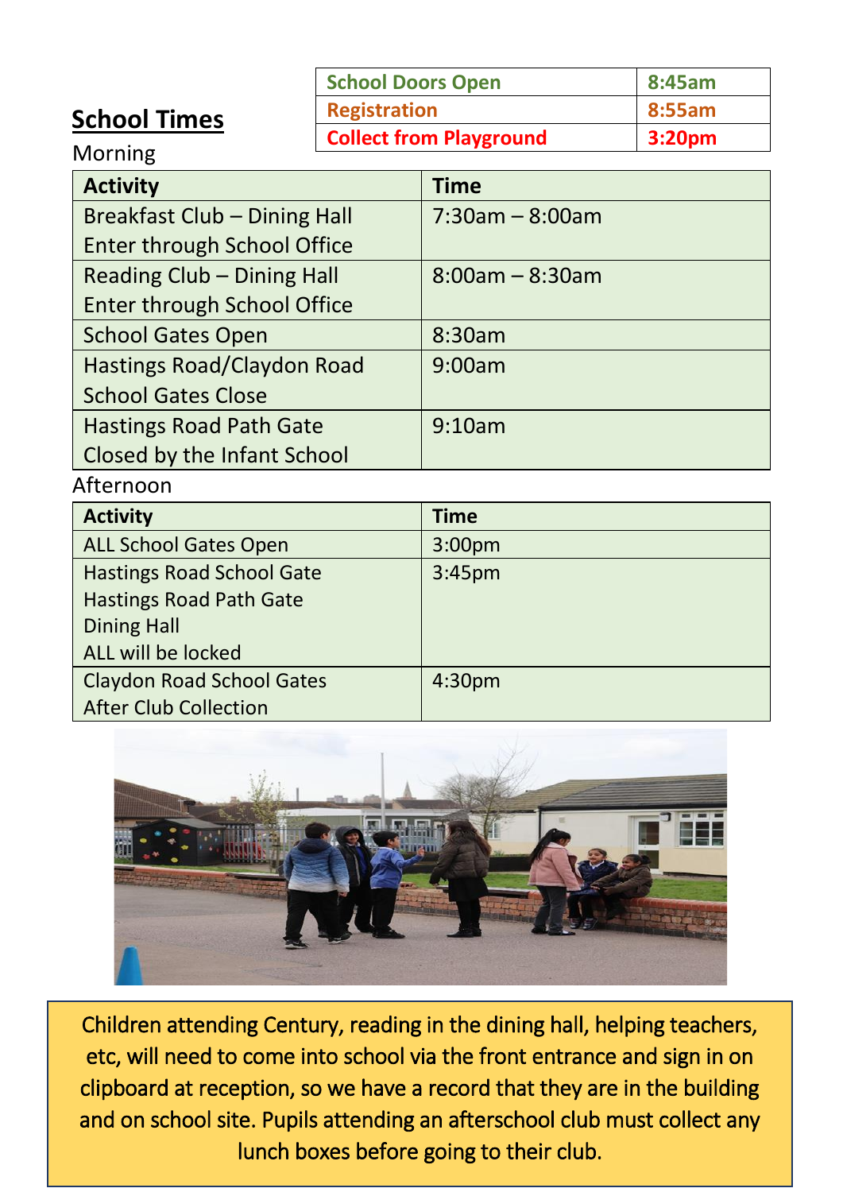## School Times

| School Doors Open | 8:45am |
| --- | --- |
| Registration | 8:55am |
| Collect from Playground | 3:20pm |

Morning

| Activity | Time |
| --- | --- |
| Breakfast Club – Dining Hall<br>Enter through School Office | 7:30am – 8:00am |
| Reading Club – Dining Hall<br>Enter through School Office | 8:00am – 8:30am |
| School Gates Open | 8:30am |
| Hastings Road/Claydon Road<br>School Gates Close | 9:00am |
| Hastings Road Path Gate<br>Closed by the Infant School | 9:10am |

Afternoon

| Activity | Time |
| --- | --- |
| ALL School Gates Open | 3:00pm |
| Hastings Road School Gate<br>Hastings Road Path Gate<br>Dining Hall<br>ALL will be locked | 3:45pm |
| Claydon Road School Gates<br>After Club Collection | 4:30pm |

Children attending Century, reading in the dining hall, helping teachers, etc, will need to come into school via the front entrance and sign in on clipboard at reception, so we have a record that they are in the building and on school site. Pupils attending an afterschool club must collect any lunch boxes before going to their club.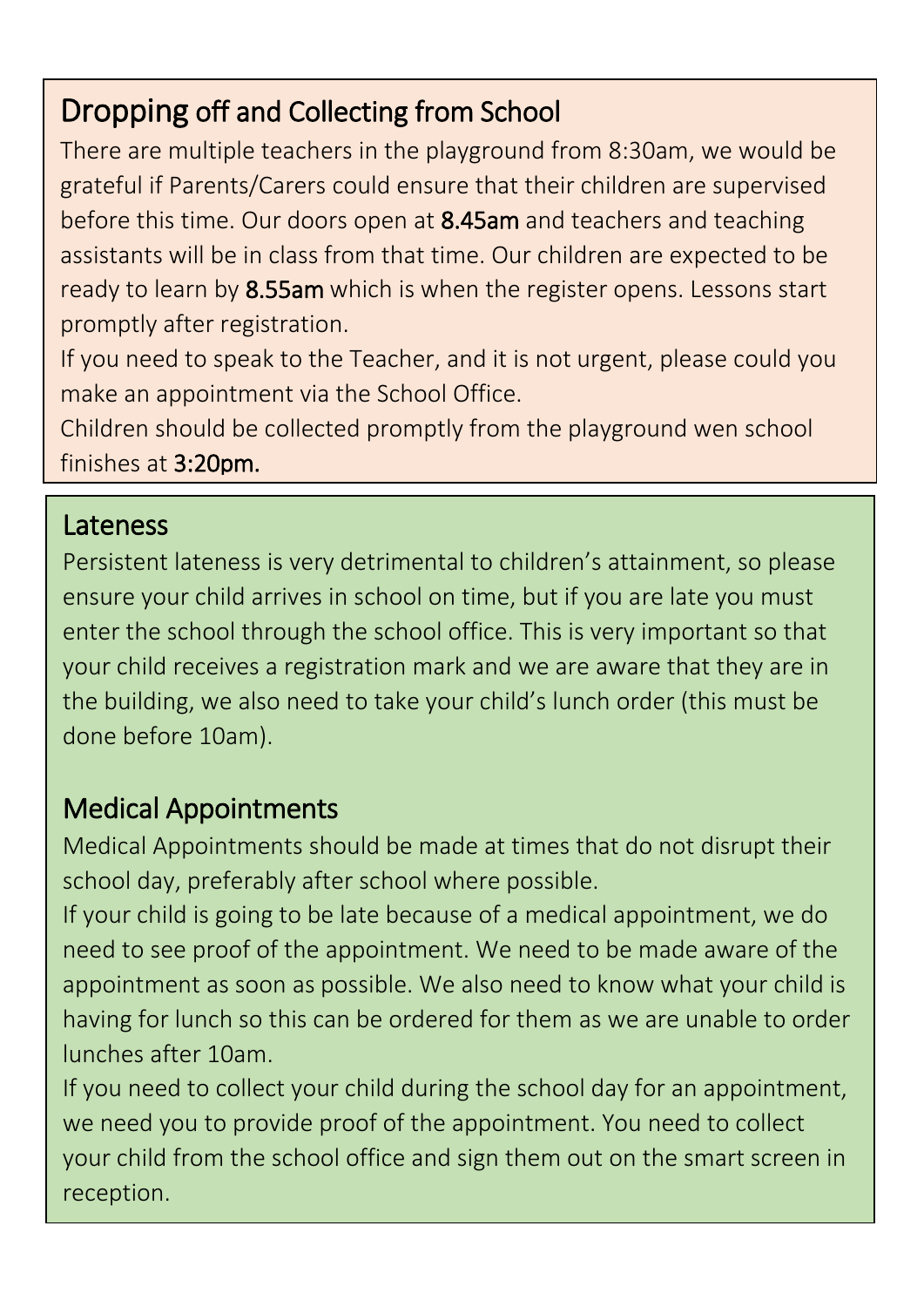## Dropping off and Collecting from School

There are multiple teachers in the playground from 8:30am, we would be grateful if Parents/Carers could ensure that their children are supervised before this time. Our doors open at 8.45am and teachers and teaching assistants will be in class from that time. Our children are expected to be ready to learn by 8.55am which is when the register opens. Lessons start promptly after registration.

If you need to speak to the Teacher, and it is not urgent, please could you make an appointment via the School Office.

Children should be collected promptly from the playground wen school finishes at 3:20pm.

## Lateness

Persistent lateness is very detrimental to children's attainment, so please ensure your child arrives in school on time, but if you are late you must enter the school through the school office. This is very important so that your child receives a registration mark and we are aware that they are in the building, we also need to take your child's lunch order (this must be done before 10am).

## Medical Appointments

Medical Appointments should be made at times that do not disrupt their school day, preferably after school where possible.

If your child is going to be late because of a medical appointment, we do need to see proof of the appointment. We need to be made aware of the appointment as soon as possible. We also need to know what your child is having for lunch so this can be ordered for them as we are unable to order lunches after 10am.

If you need to collect your child during the school day for an appointment, we need you to provide proof of the appointment. You need to collect your child from the school office and sign them out on the smart screen in reception.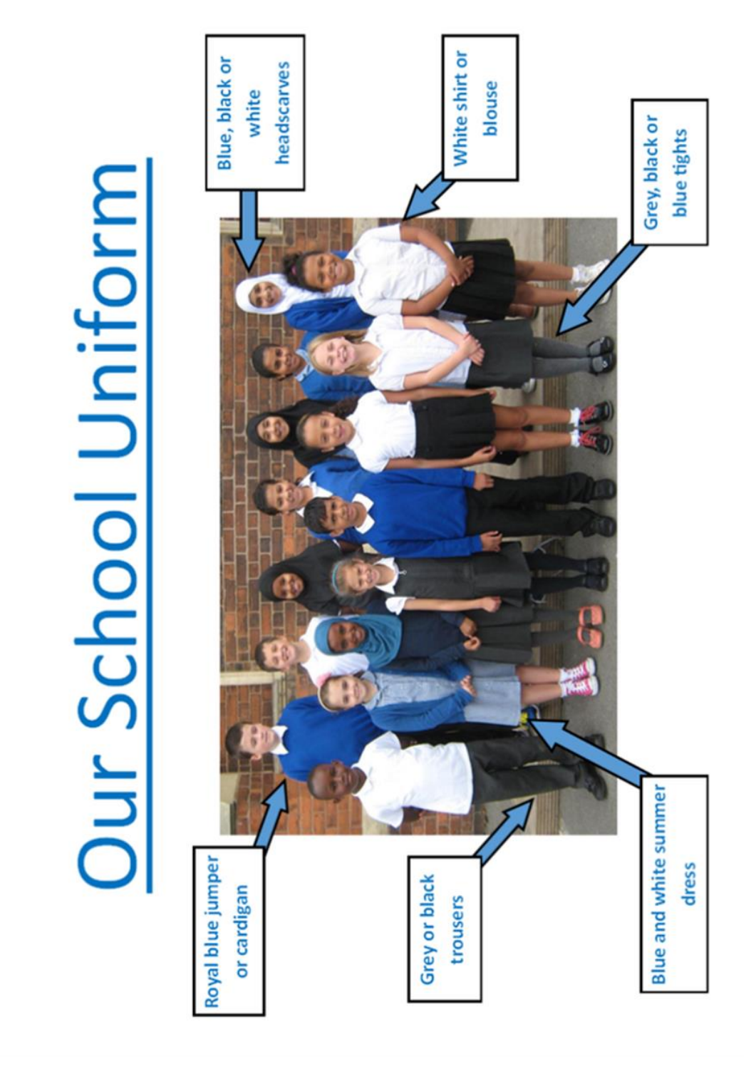# Our School Uniform

Blue, black or white headscarves

White shirt or blouse

Grey, black or blue tights

Royal blue jumper or cardigan

Grey or black trousers

Blue and white summer dress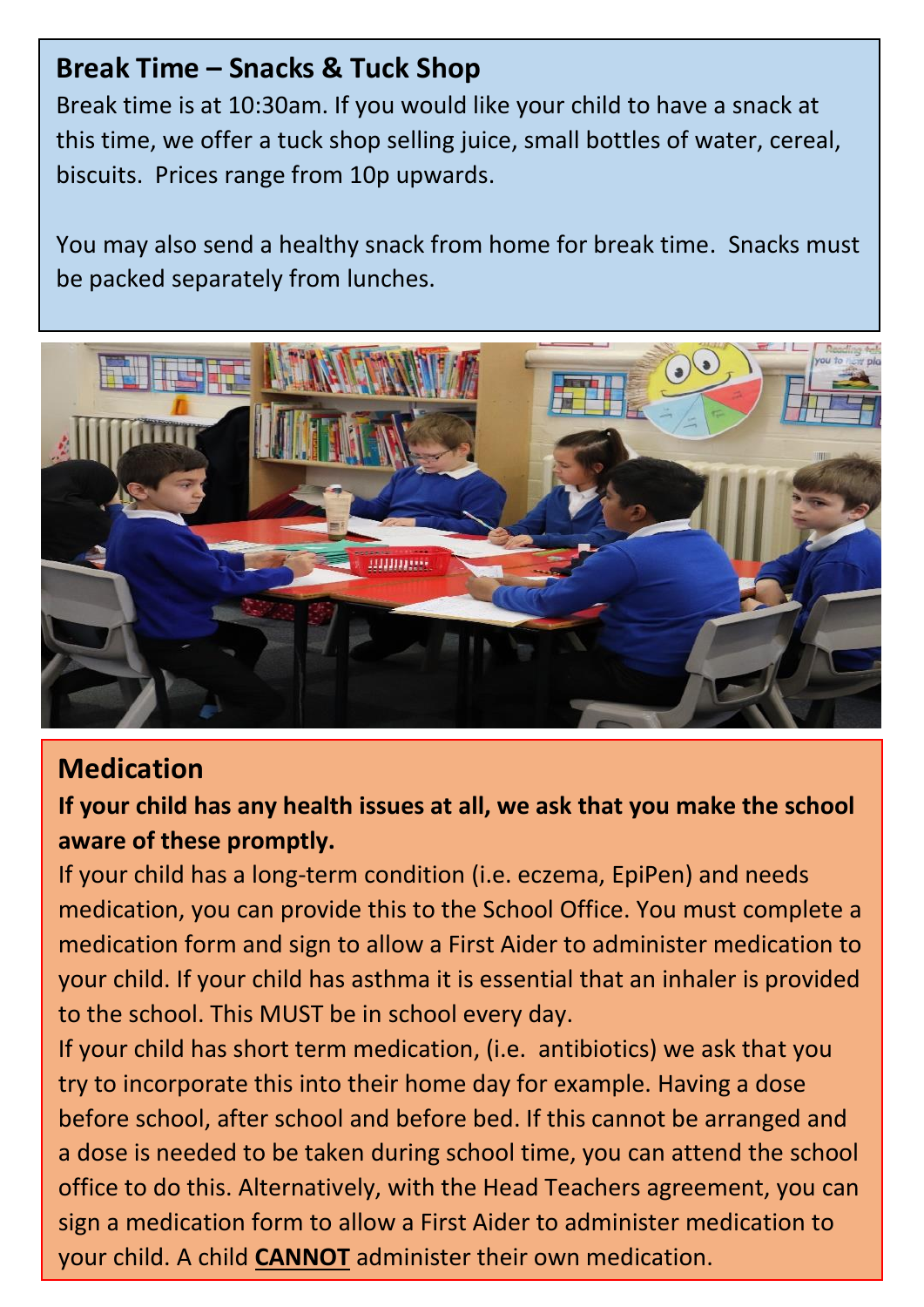## Break Time – Snacks & Tuck Shop

Break time is at 10:30am. If you would like your child to have a snack at this time, we offer a tuck shop selling juice, small bottles of water, cereal, biscuits. Prices range from 10p upwards.

You may also send a healthy snack from home for break time. Snacks must be packed separately from lunches.

## Medication

**If your child has any health issues at all, we ask that you make the school aware of these promptly.**

If your child has a long-term condition (i.e. eczema, EpiPen) and needs medication, you can provide this to the School Office. You must complete a medication form and sign to allow a First Aider to administer medication to your child. If your child has asthma it is essential that an inhaler is provided to the school. This MUST be in school every day.

If your child has short term medication, (i.e. antibiotics) we ask that you try to incorporate this into their home day for example. Having a dose before school, after school and before bed. If this cannot be arranged and a dose is needed to be taken during school time, you can attend the school office to do this. Alternatively, with the Head Teachers agreement, you can sign a medication form to allow a First Aider to administer medication to your child. A child **<u>CANNOT</u>** administer their own medication.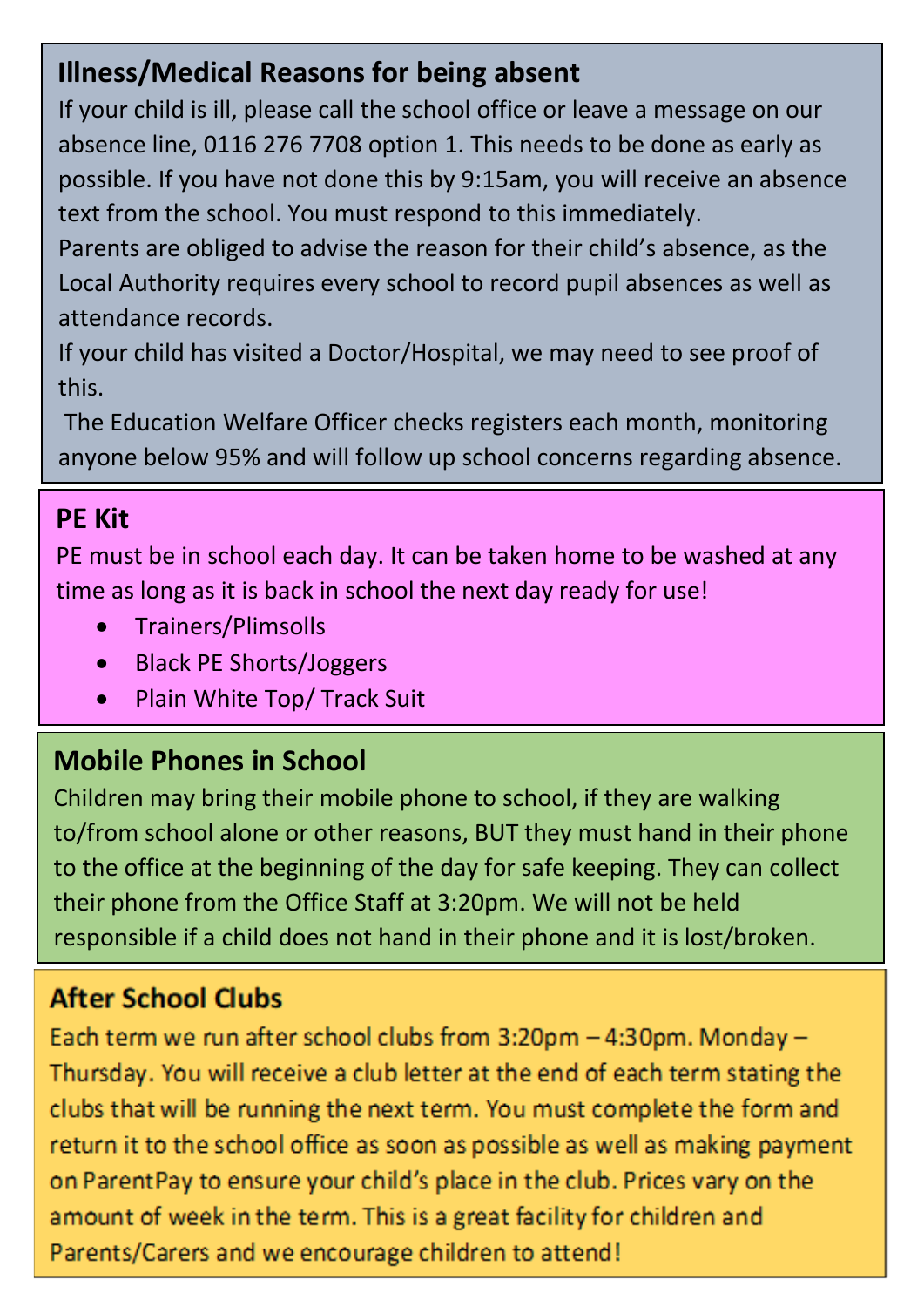## Illness/Medical Reasons for being absent

If your child is ill, please call the school office or leave a message on our absence line, 0116 276 7708 option 1. This needs to be done as early as possible. If you have not done this by 9:15am, you will receive an absence text from the school. You must respond to this immediately.

Parents are obliged to advise the reason for their child's absence, as the Local Authority requires every school to record pupil absences as well as attendance records.

If your child has visited a Doctor/Hospital, we may need to see proof of this.

The Education Welfare Officer checks registers each month, monitoring anyone below 95% and will follow up school concerns regarding absence.

## PE Kit

PE must be in school each day. It can be taken home to be washed at any time as long as it is back in school the next day ready for use!

- Trainers/Plimsolls
- Black PE Shorts/Joggers
- Plain White Top/ Track Suit

## Mobile Phones in School

Children may bring their mobile phone to school, if they are walking to/from school alone or other reasons, BUT they must hand in their phone to the office at the beginning of the day for safe keeping. They can collect their phone from the Office Staff at 3:20pm. We will not be held responsible if a child does not hand in their phone and it is lost/broken.

## After School Clubs

Each term we run after school clubs from 3:20pm – 4:30pm. Monday – Thursday. You will receive a club letter at the end of each term stating the clubs that will be running the next term. You must complete the form and return it to the school office as soon as possible as well as making payment on ParentPay to ensure your child's place in the club. Prices vary on the amount of week in the term. This is a great facility for children and Parents/Carers and we encourage children to attend!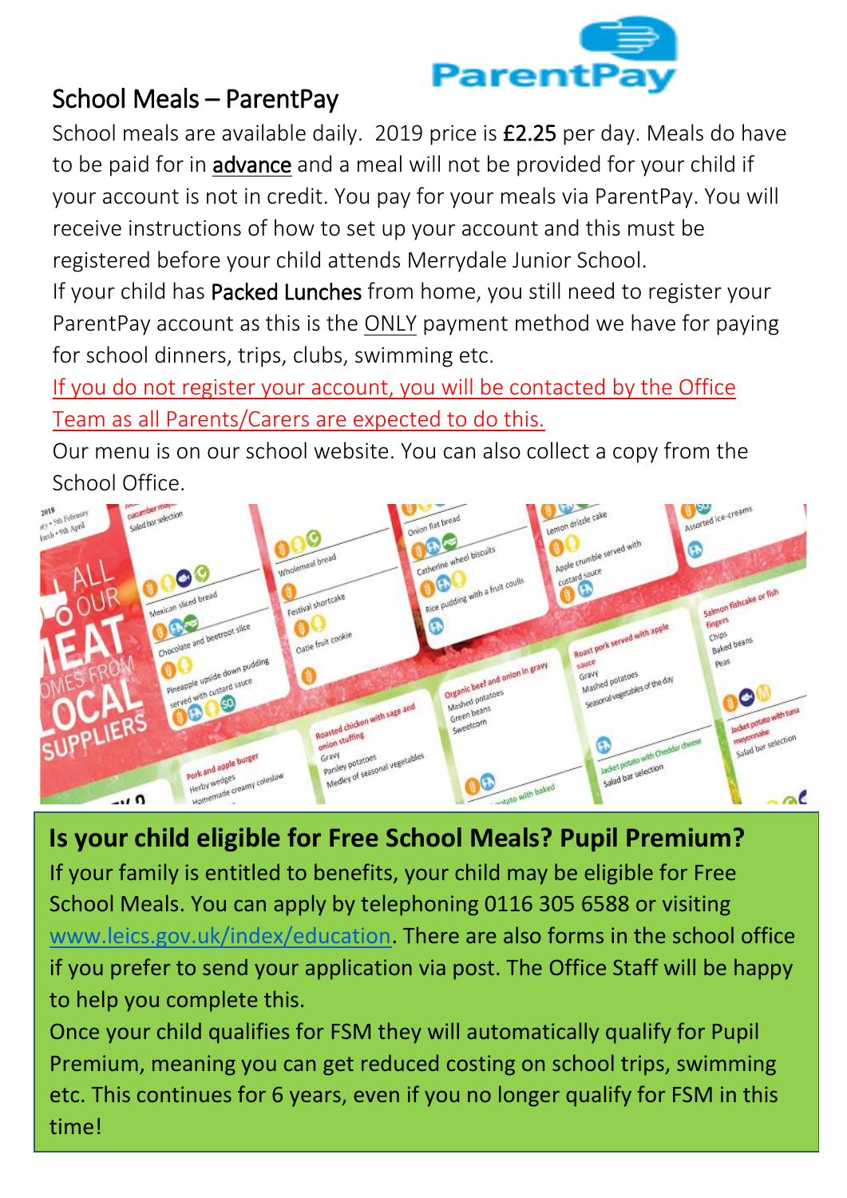## School Meals – ParentPay

School meals are available daily. 2019 price is **£2.25** per day. Meals do have to be paid for in **advance** and a meal will not be provided for your child if your account is not in credit. You pay for your meals via ParentPay. You will receive instructions of how to set up your account and this must be registered before your child attends Merrydale Junior School.

If your child has **Packed Lunches** from home, you still need to register your ParentPay account as this is the ONLY payment method we have for paying for school dinners, trips, clubs, swimming etc.

If you do not register your account, you will be contacted by the Office Team as all Parents/Carers are expected to do this.

Our menu is on our school website. You can also collect a copy from the School Office.

### Is your child eligible for Free School Meals? Pupil Premium?

If your family is entitled to benefits, your child may be eligible for Free School Meals. You can apply by telephoning 0116 305 6588 or visiting www.leics.gov.uk/index/education. There are also forms in the school office if you prefer to send your application via post. The Office Staff will be happy to help you complete this.

Once your child qualifies for FSM they will automatically qualify for Pupil Premium, meaning you can get reduced costing on school trips, swimming etc. This continues for 6 years, even if you no longer qualify for FSM in this time!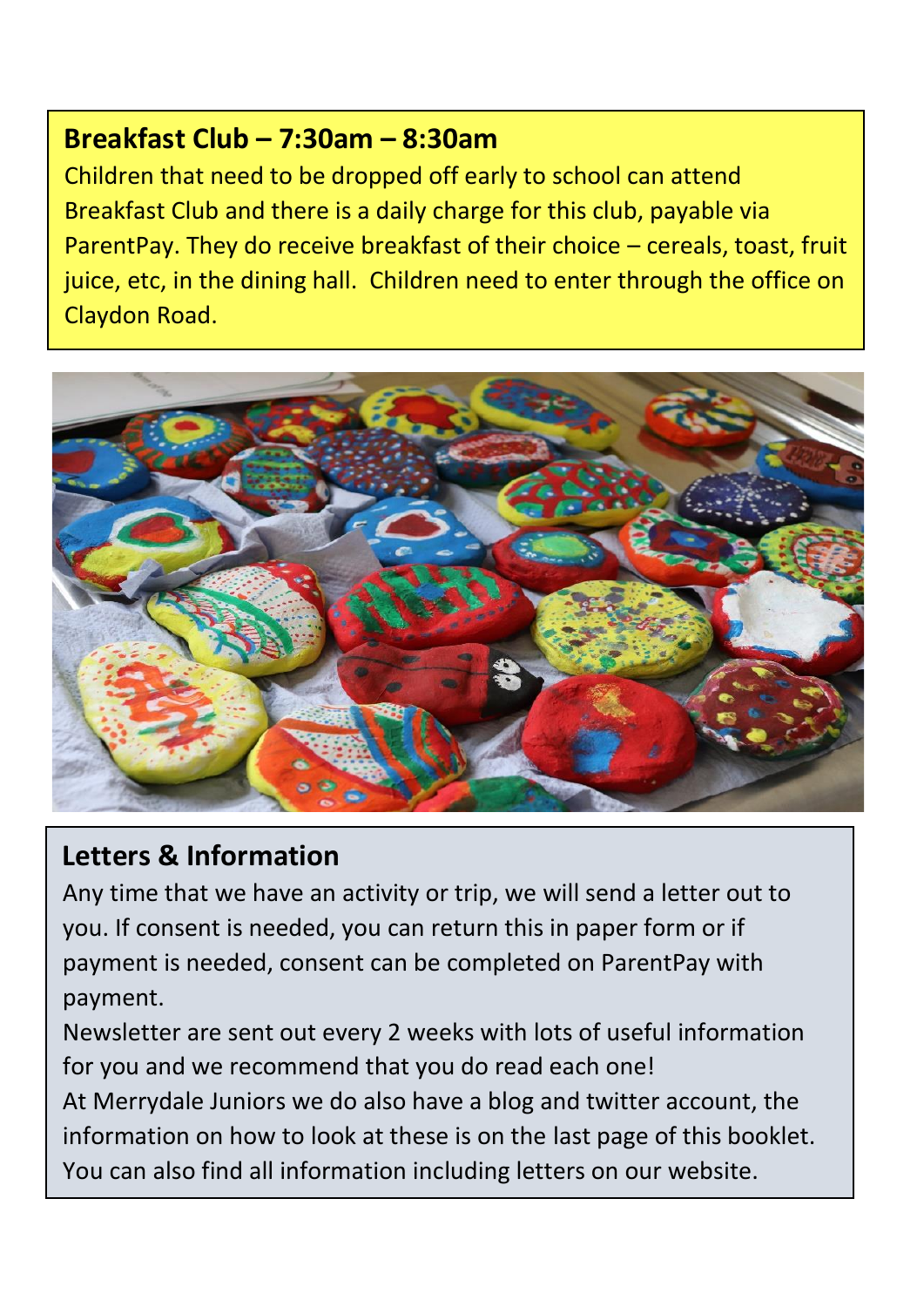## Breakfast Club – 7:30am – 8:30am

Children that need to be dropped off early to school can attend Breakfast Club and there is a daily charge for this club, payable via ParentPay. They do receive breakfast of their choice – cereals, toast, fruit juice, etc, in the dining hall. Children need to enter through the office on Claydon Road.

## Letters & Information

Any time that we have an activity or trip, we will send a letter out to you. If consent is needed, you can return this in paper form or if payment is needed, consent can be completed on ParentPay with payment.

Newsletter are sent out every 2 weeks with lots of useful information for you and we recommend that you do read each one!

At Merrydale Juniors we do also have a blog and twitter account, the information on how to look at these is on the last page of this booklet. You can also find all information including letters on our website.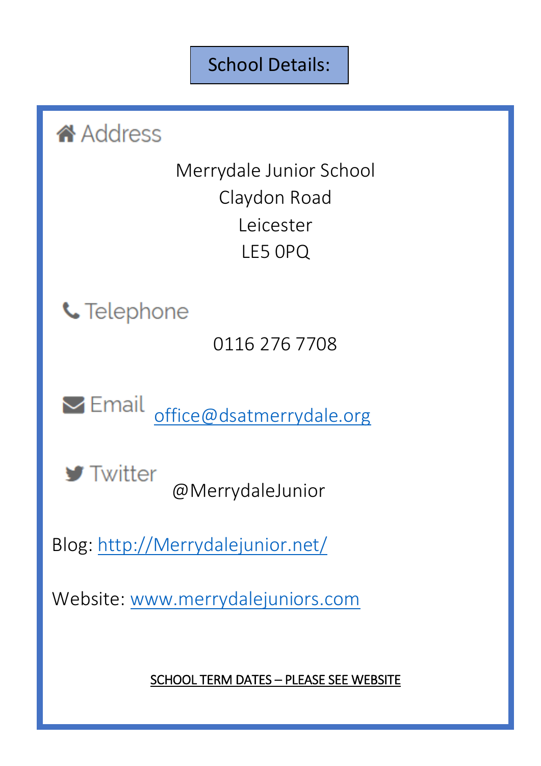# School Details:

## Address

Merrydale Junior School
Claydon Road
Leicester
LE5 0PQ

## Telephone

0116 276 7708

## Email

office@dsatmerrydale.org

## Twitter

@MerrydaleJunior

Blog: http://Merrydalejunior.net/

Website: www.merrydalejuniors.com

SCHOOL TERM DATES – PLEASE SEE WEBSITE